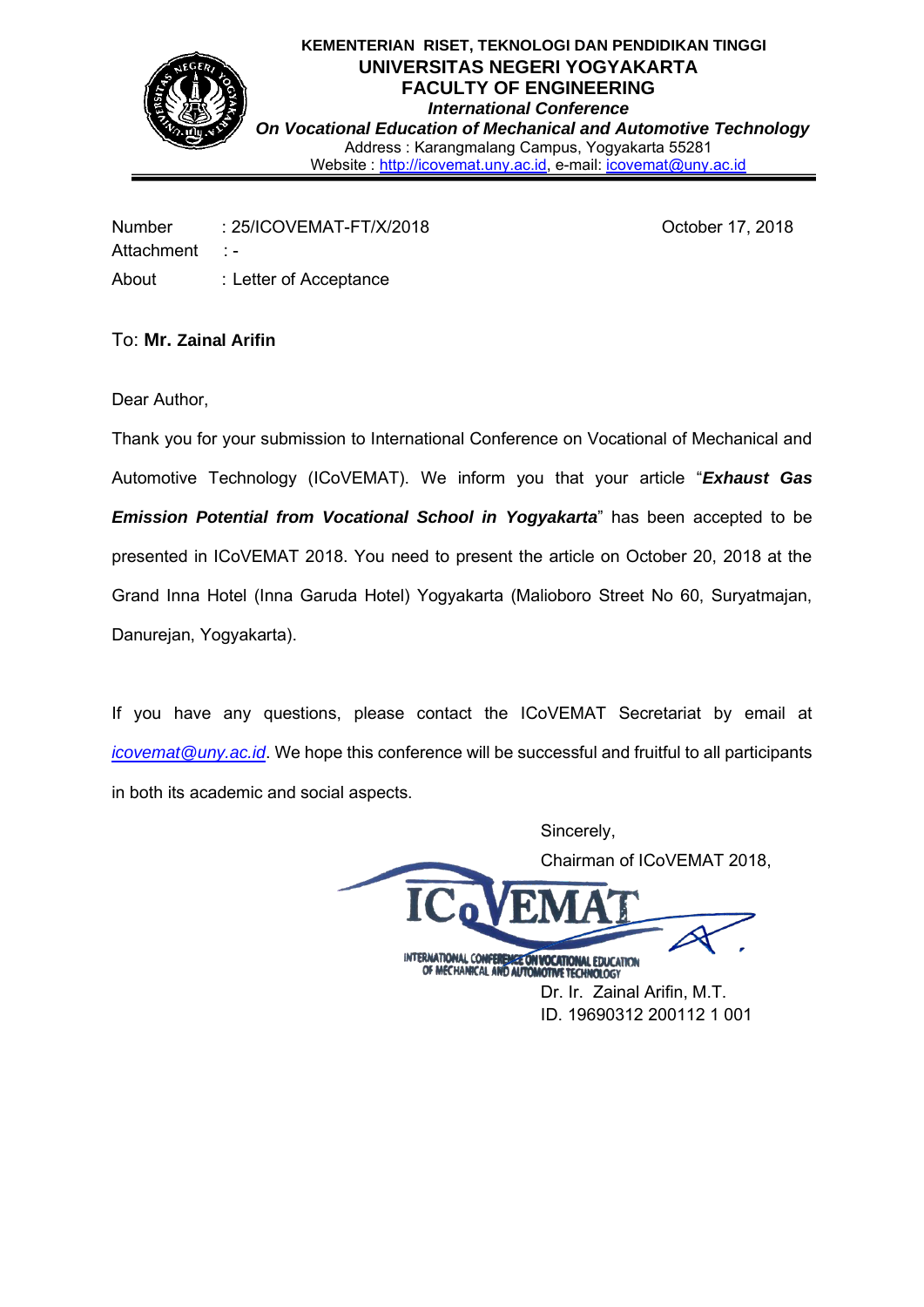**KEMENTERIAN RISET, TEKNOLOGI DAN PENDIDIKAN TINGGI**
**UNIVERSITAS NEGERI YOGYAKARTA**
**FACULTY OF ENGINEERING**
***International Conference***
***On Vocational Education of Mechanical and Automotive Technology***
Address : Karangmalang Campus, Yogyakarta 55281
Website : http://icovemat.uny.ac.id, e-mail: icovemat@uny.ac.id

---

Number : 25/ICOVEMAT-FT/X/2018 October 17, 2018
Attachment : -
About : Letter of Acceptance

To: **Mr. Zainal Arifin**

Dear Author,

Thank you for your submission to International Conference on Vocational of Mechanical and Automotive Technology (ICoVEMAT). We inform you that your article "***Exhaust Gas Emission Potential from Vocational School in Yogyakarta***" has been accepted to be presented in ICoVEMAT 2018. You need to present the article on October 20, 2018 at the Grand Inna Hotel (Inna Garuda Hotel) Yogyakarta (Malioboro Street No 60, Suryatmajan, Danurejan, Yogyakarta).

If you have any questions, please contact the ICoVEMAT Secretariat by email at *icovemat@uny.ac.id*. We hope this conference will be successful and fruitful to all participants in both its academic and social aspects.

Sincerely,
Chairman of ICoVEMAT 2018,

ICoVEMAT
INTERNATIONAL CONFERENCE ON VOCATIONAL EDUCATION OF MECHANICAL AND AUTOMOTIVE TECHNOLOGY

Dr. Ir. Zainal Arifin, M.T.
ID. 19690312 200112 1 001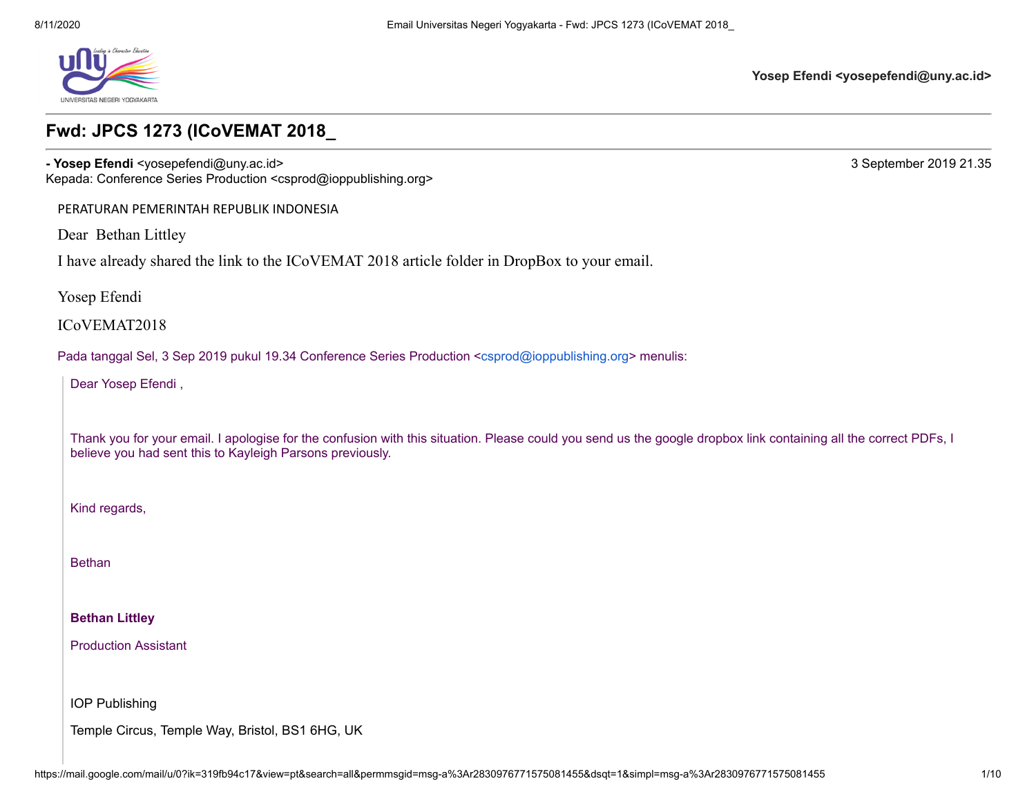Yosep Efendi <yosepefendi@uny.ac.id>

# Fwd: JPCS 1273 (ICoVEMAT 2018_

**- Yosep Efendi** <yosepefendi@uny.ac.id>
Kepada: Conference Series Production <csprod@ioppublishing.org>

3 September 2019 21.35

PERATURAN PEMERINTAH REPUBLIK INDONESIA

Dear Bethan Littley

I have already shared the link to the ICoVEMAT 2018 article folder in DropBox to your email.

Yosep Efendi

ICoVEMAT2018

Pada tanggal Sel, 3 Sep 2019 pukul 19.34 Conference Series Production <csprod@ioppublishing.org> menulis:

> Dear Yosep Efendi ,
>
> Thank you for your email. I apologise for the confusion with this situation. Please could you send us the google dropbox link containing all the correct PDFs, I believe you had sent this to Kayleigh Parsons previously.
>
> Kind regards,
>
> Bethan
>
> **Bethan Littley**
>
> Production Assistant
>
> IOP Publishing
>
> Temple Circus, Temple Way, Bristol, BS1 6HG, UK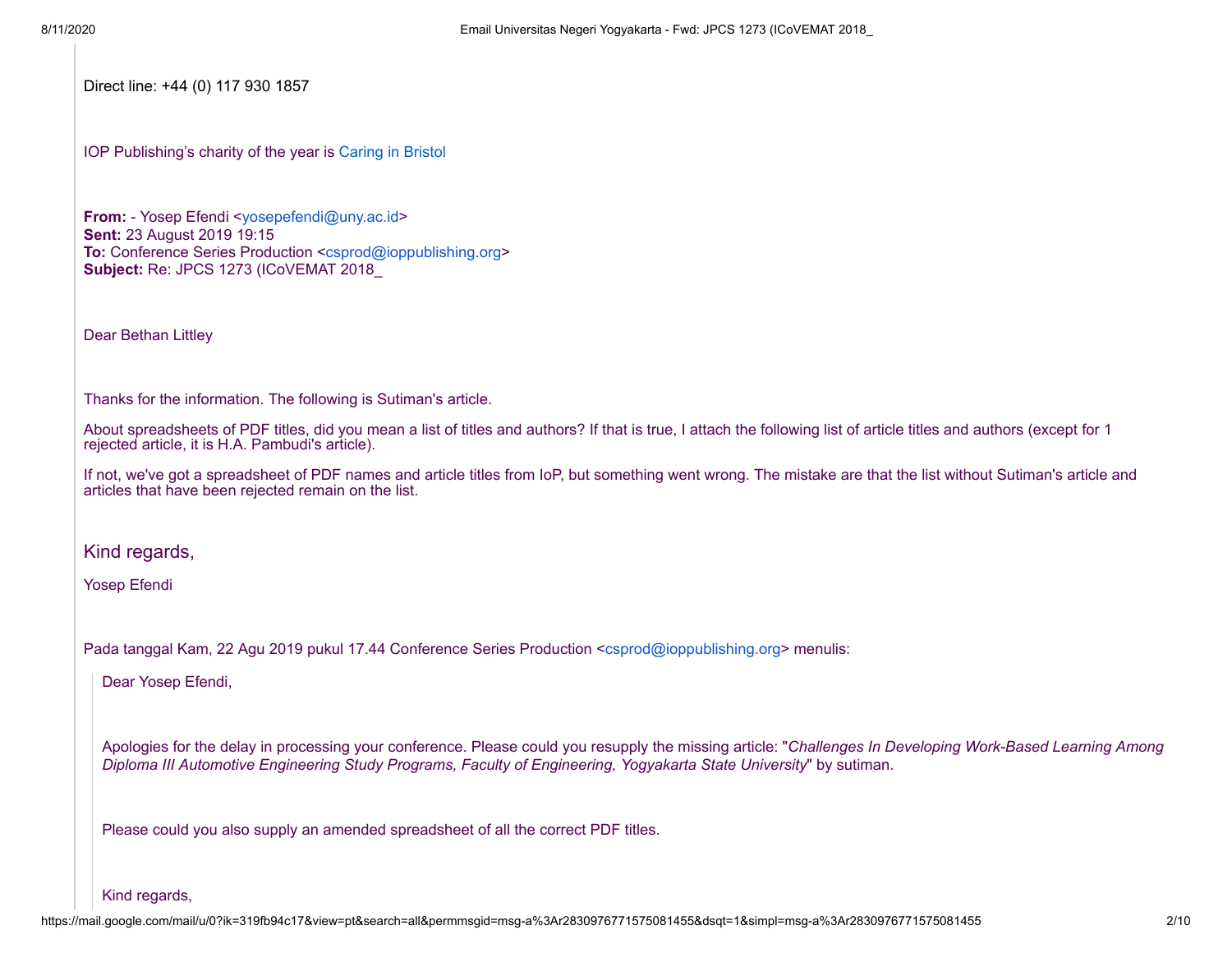Direct line: +44 (0) 117 930 1857

IOP Publishing's charity of the year is Caring in Bristol

**From:** - Yosep Efendi <yosepefendi@uny.ac.id>
**Sent:** 23 August 2019 19:15
**To:** Conference Series Production <csprod@ioppublishing.org>
**Subject:** Re: JPCS 1273 (ICoVEMAT 2018_

Dear Bethan Littley

Thanks for the information. The following is Sutiman's article.

About spreadsheets of PDF titles, did you mean a list of titles and authors? If that is true, I attach the following list of article titles and authors (except for 1 rejected article, it is H.A. Pambudi's article).

If not, we've got a spreadsheet of PDF names and article titles from IoP, but something went wrong. The mistake are that the list without Sutiman's article and articles that have been rejected remain on the list.

Kind regards,

Yosep Efendi

Pada tanggal Kam, 22 Agu 2019 pukul 17.44 Conference Series Production <csprod@ioppublishing.org> menulis:

> Dear Yosep Efendi,
>
> Apologies for the delay in processing your conference. Please could you resupply the missing article: "*Challenges In Developing Work-Based Learning Among Diploma III Automotive Engineering Study Programs, Faculty of Engineering, Yogyakarta State University*" by sutiman.
>
> Please could you also supply an amended spreadsheet of all the correct PDF titles.
>
> Kind regards,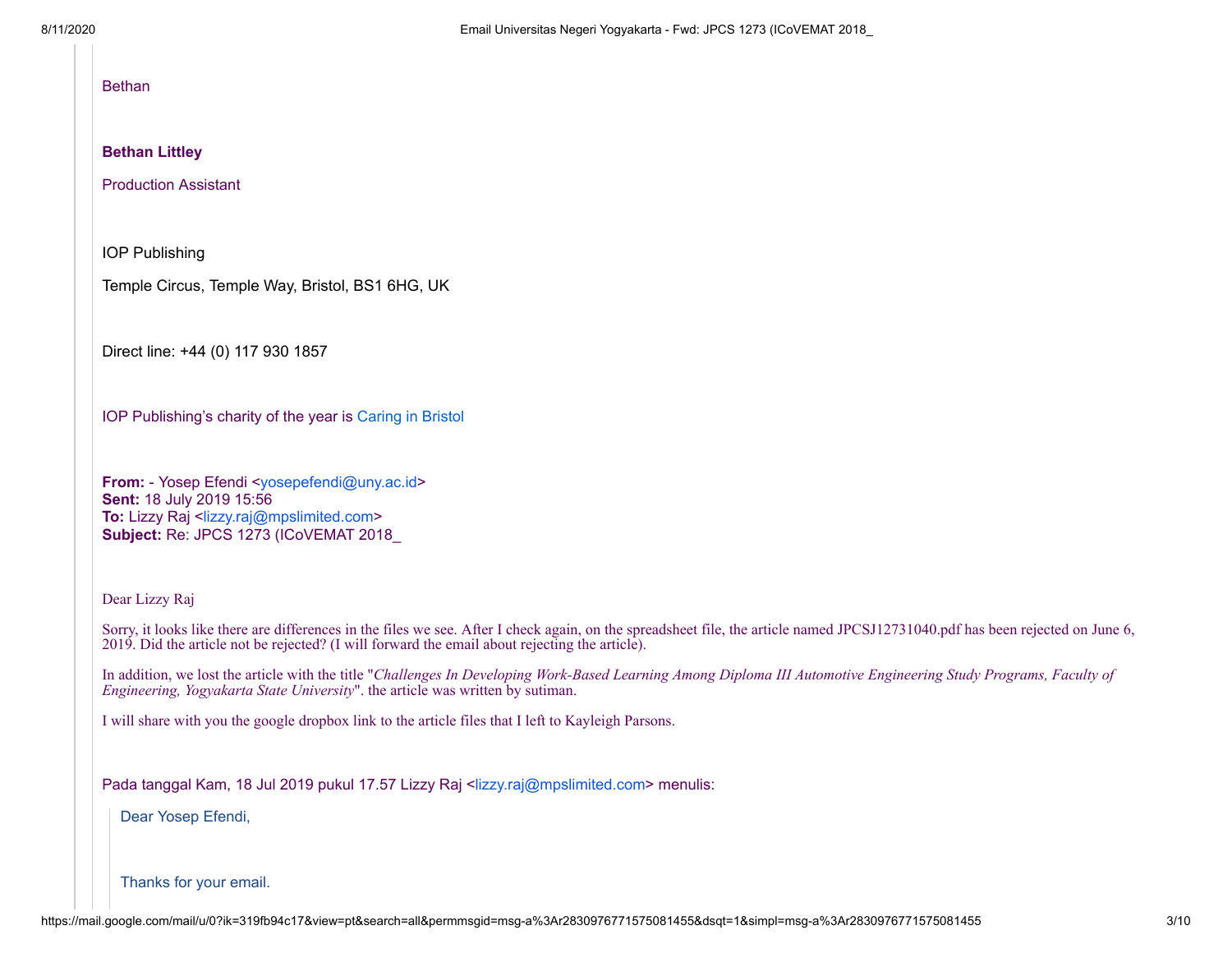Bethan

**Bethan Littley**

Production Assistant

IOP Publishing

Temple Circus, Temple Way, Bristol, BS1 6HG, UK

Direct line: +44 (0) 117 930 1857

IOP Publishing's charity of the year is Caring in Bristol

**From:** - Yosep Efendi <yosepefendi@uny.ac.id>
**Sent:** 18 July 2019 15:56
**To:** Lizzy Raj <lizzy.raj@mpslimited.com>
**Subject:** Re: JPCS 1273 (ICoVEMAT 2018_

Dear Lizzy Raj

Sorry, it looks like there are differences in the files we see. After I check again, on the spreadsheet file, the article named JPCSJ12731040.pdf has been rejected on June 6, 2019. Did the article not be rejected? (I will forward the email about rejecting the article).

In addition, we lost the article with the title "*Challenges In Developing Work-Based Learning Among Diploma III Automotive Engineering Study Programs, Faculty of Engineering, Yogyakarta State University*". the article was written by sutiman.

I will share with you the google dropbox link to the article files that I left to Kayleigh Parsons.

Pada tanggal Kam, 18 Jul 2019 pukul 17.57 Lizzy Raj <lizzy.raj@mpslimited.com> menulis:

> Dear Yosep Efendi,
>
> Thanks for your email.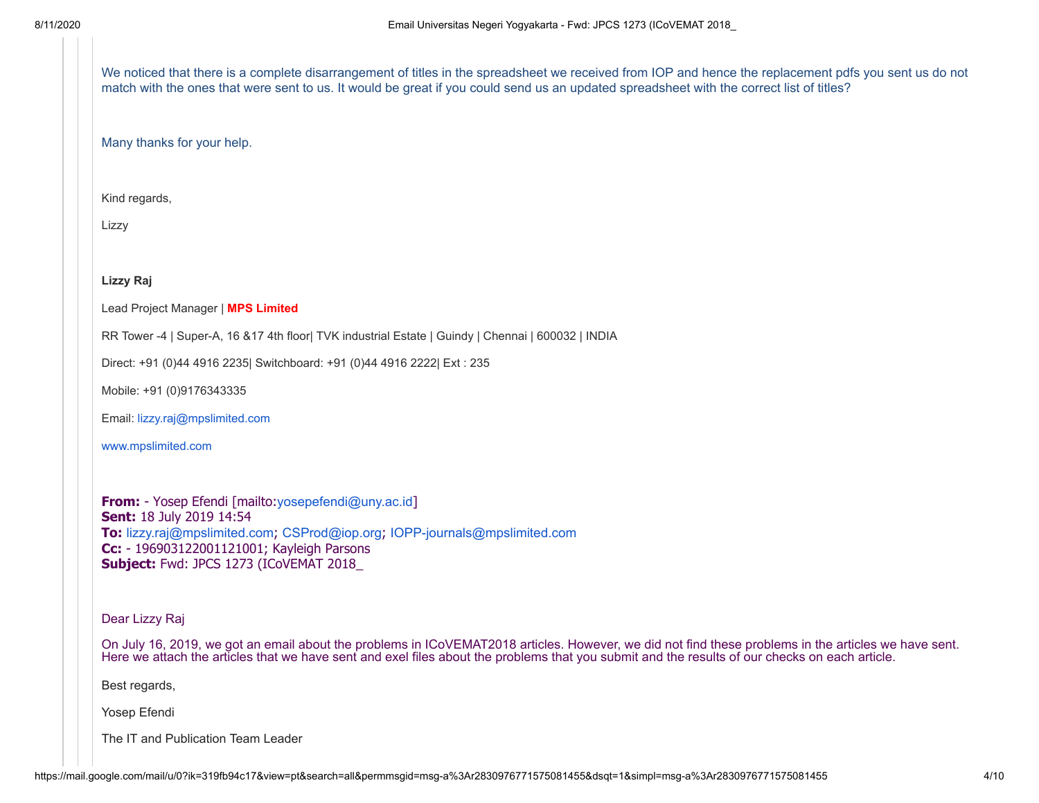We noticed that there is a complete disarrangement of titles in the spreadsheet we received from IOP and hence the replacement pdfs you sent us do not match with the ones that were sent to us. It would be great if you could send us an updated spreadsheet with the correct list of titles?

Many thanks for your help.

Kind regards,

Lizzy

**Lizzy Raj**

Lead Project Manager | **MPS Limited**

RR Tower -4 | Super-A, 16 &17 4th floor| TVK industrial Estate | Guindy | Chennai | 600032 | INDIA

Direct: +91 (0)44 4916 2235| Switchboard: +91 (0)44 4916 2222| Ext : 235

Mobile: +91 (0)9176343335

Email: lizzy.raj@mpslimited.com

www.mpslimited.com

**From:** - Yosep Efendi [mailto:yosepefendi@uny.ac.id]
**Sent:** 18 July 2019 14:54
**To:** lizzy.raj@mpslimited.com; CSProd@iop.org; IOPP-journals@mpslimited.com
**Cc:** - 196903122001121001; Kayleigh Parsons
**Subject:** Fwd: JPCS 1273 (ICoVEMAT 2018_

Dear Lizzy Raj

On July 16, 2019, we got an email about the problems in ICoVEMAT2018 articles. However, we did not find these problems in the articles we have sent. Here we attach the articles that we have sent and exel files about the problems that you submit and the results of our checks on each article.

Best regards,

Yosep Efendi

The IT and Publication Team Leader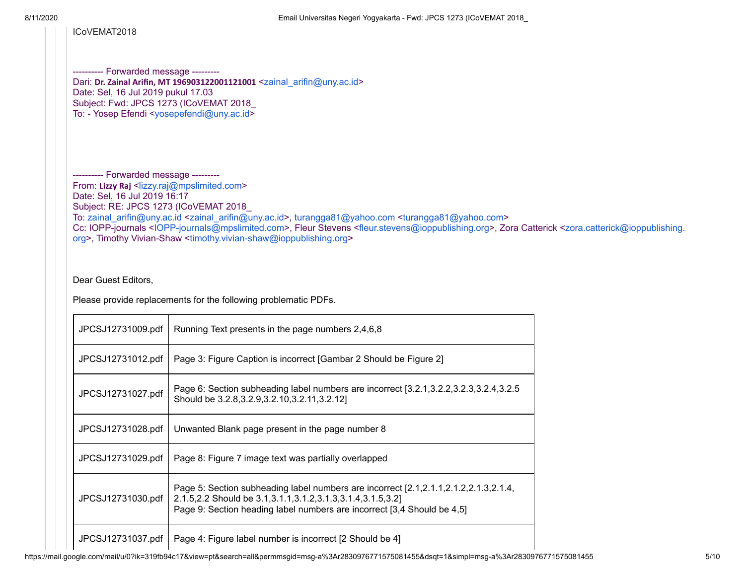ICoVEMAT2018

---------- Forwarded message ---------
Dari: **Dr. Zainal Arifin, MT 196903122001121001** <zainal_arifin@uny.ac.id>
Date: Sel, 16 Jul 2019 pukul 17.03
Subject: Fwd: JPCS 1273 (ICoVEMAT 2018_
To: - Yosep Efendi <yosepefendi@uny.ac.id>

---------- Forwarded message ---------
From: **Lizzy Raj** <lizzy.raj@mpslimited.com>
Date: Sel, 16 Jul 2019 16:17
Subject: RE: JPCS 1273 (ICoVEMAT 2018_
To: zainal_arifin@uny.ac.id <zainal_arifin@uny.ac.id>, turangga81@yahoo.com <turangga81@yahoo.com>
Cc: IOPP-journals <IOPP-journals@mpslimited.com>, Fleur Stevens <fleur.stevens@ioppublishing.org>, Zora Catterick <zora.catterick@ioppublishing.org>, Timothy Vivian-Shaw <timothy.vivian-shaw@ioppublishing.org>

Dear Guest Editors,

Please provide replacements for the following problematic PDFs.

| | |
|---|---|
| JPCSJ12731009.pdf | Running Text presents in the page numbers 2,4,6,8 |
| JPCSJ12731012.pdf | Page 3: Figure Caption is incorrect [Gambar 2 Should be Figure 2] |
| JPCSJ12731027.pdf | Page 6: Section subheading label numbers are incorrect [3.2.1,3.2.2,3.2.3,3.2.4,3.2.5 Should be 3.2.8,3.2.9,3.2.10,3.2.11,3.2.12] |
| JPCSJ12731028.pdf | Unwanted Blank page present in the page number 8 |
| JPCSJ12731029.pdf | Page 8: Figure 7 image text was partially overlapped |
| JPCSJ12731030.pdf | Page 5: Section subheading label numbers are incorrect [2.1,2.1.1,2.1.2,2.1.3,2.1.4, 2.1.5,2.2 Should be 3.1,3.1.1,3.1.2,3.1.3,3.1.4,3.1.5,3.2]<br>Page 9: Section heading label numbers are incorrect [3,4 Should be 4,5] |
| JPCSJ12731037.pdf | Page 4: Figure label number is incorrect [2 Should be 4] |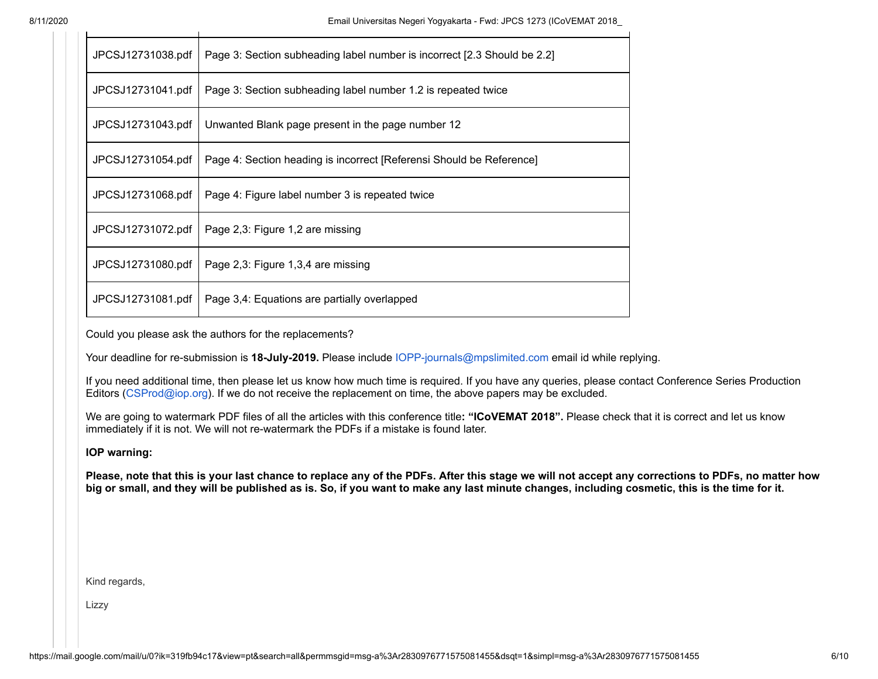| | |
|---|---|
| JPCSJ12731038.pdf | Page 3: Section subheading label number is incorrect [2.3 Should be 2.2] |
| JPCSJ12731041.pdf | Page 3: Section subheading label number 1.2 is repeated twice |
| JPCSJ12731043.pdf | Unwanted Blank page present in the page number 12 |
| JPCSJ12731054.pdf | Page 4: Section heading is incorrect [Referensi Should be Reference] |
| JPCSJ12731068.pdf | Page 4: Figure label number 3 is repeated twice |
| JPCSJ12731072.pdf | Page 2,3: Figure 1,2 are missing |
| JPCSJ12731080.pdf | Page 2,3: Figure 1,3,4 are missing |
| JPCSJ12731081.pdf | Page 3,4: Equations are partially overlapped |

Could you please ask the authors for the replacements?

Your deadline for re-submission is **18-July-2019.** Please include IOPP-journals@mpslimited.com email id while replying.

If you need additional time, then please let us know how much time is required. If you have any queries, please contact Conference Series Production Editors (CSProd@iop.org). If we do not receive the replacement on time, the above papers may be excluded.

We are going to watermark PDF files of all the articles with this conference title**: "ICoVEMAT 2018".** Please check that it is correct and let us know immediately if it is not. We will not re-watermark the PDFs if a mistake is found later.

**IOP warning:**

**Please, note that this is your last chance to replace any of the PDFs. After this stage we will not accept any corrections to PDFs, no matter how big or small, and they will be published as is. So, if you want to make any last minute changes, including cosmetic, this is the time for it.**

Kind regards,

Lizzy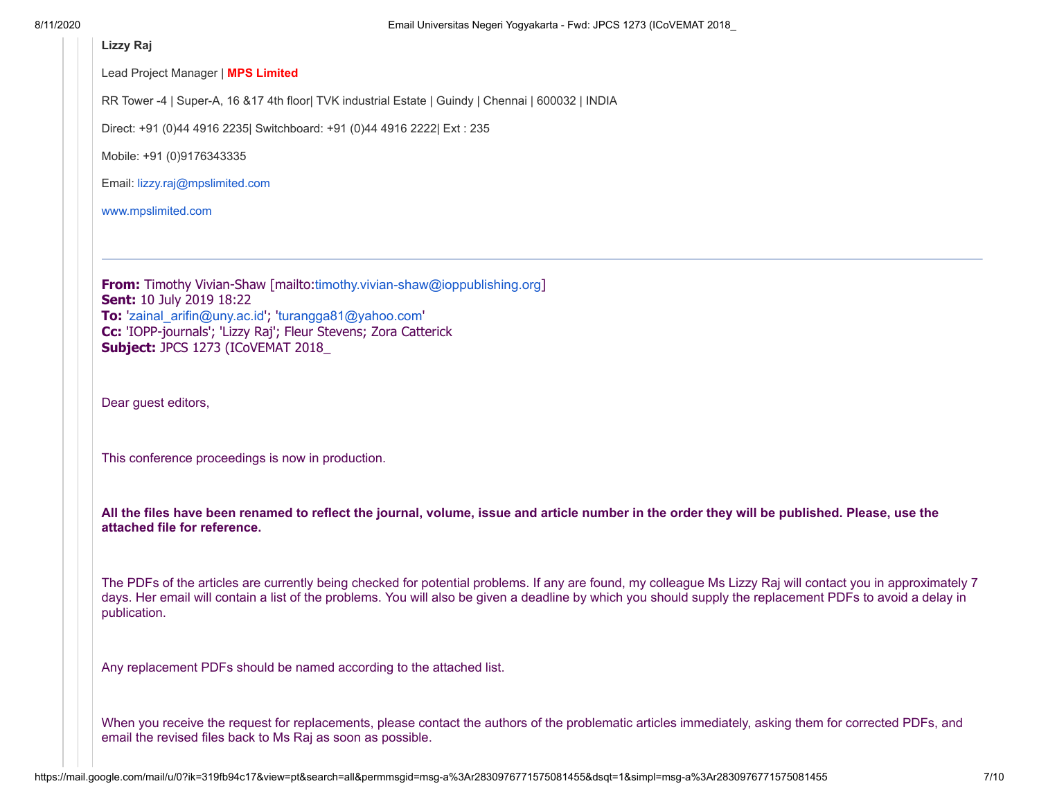**Lizzy Raj**

Lead Project Manager | **MPS Limited**

RR Tower -4 | Super-A, 16 &17 4th floor| TVK industrial Estate | Guindy | Chennai | 600032 | INDIA

Direct: +91 (0)44 4916 2235| Switchboard: +91 (0)44 4916 2222| Ext : 235

Mobile: +91 (0)9176343335

Email: lizzy.raj@mpslimited.com

www.mpslimited.com

---

**From:** Timothy Vivian-Shaw [mailto:timothy.vivian-shaw@ioppublishing.org]
**Sent:** 10 July 2019 18:22
**To:** 'zainal_arifin@uny.ac.id'; 'turangga81@yahoo.com'
**Cc:** 'IOPP-journals'; 'Lizzy Raj'; Fleur Stevens; Zora Catterick
**Subject:** JPCS 1273 (ICoVEMAT 2018_

Dear guest editors,

This conference proceedings is now in production.

**All the files have been renamed to reflect the journal, volume, issue and article number in the order they will be published. Please, use the attached file for reference.**

The PDFs of the articles are currently being checked for potential problems. If any are found, my colleague Ms Lizzy Raj will contact you in approximately 7 days. Her email will contain a list of the problems. You will also be given a deadline by which you should supply the replacement PDFs to avoid a delay in publication.

Any replacement PDFs should be named according to the attached list.

When you receive the request for replacements, please contact the authors of the problematic articles immediately, asking them for corrected PDFs, and email the revised files back to Ms Raj as soon as possible.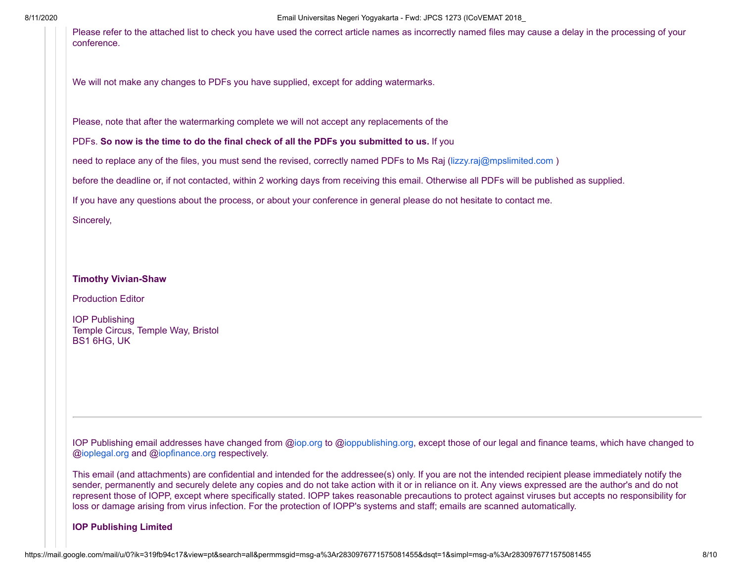Please refer to the attached list to check you have used the correct article names as incorrectly named files may cause a delay in the processing of your conference.

We will not make any changes to PDFs you have supplied, except for adding watermarks.

Please, note that after the watermarking complete we will not accept any replacements of the

PDFs. **So now is the time to do the final check of all the PDFs you submitted to us.** If you

need to replace any of the files, you must send the revised, correctly named PDFs to Ms Raj (lizzy.raj@mpslimited.com )

before the deadline or, if not contacted, within 2 working days from receiving this email. Otherwise all PDFs will be published as supplied.

If you have any questions about the process, or about your conference in general please do not hesitate to contact me.

Sincerely,

**Timothy Vivian-Shaw**

Production Editor

IOP Publishing
Temple Circus, Temple Way, Bristol
BS1 6HG, UK

---

IOP Publishing email addresses have changed from @iop.org to @ioppublishing.org, except those of our legal and finance teams, which have changed to @ioplegal.org and @iopfinance.org respectively.

This email (and attachments) are confidential and intended for the addressee(s) only. If you are not the intended recipient please immediately notify the sender, permanently and securely delete any copies and do not take action with it or in reliance on it. Any views expressed are the author's and do not represent those of IOPP, except where specifically stated. IOPP takes reasonable precautions to protect against viruses but accepts no responsibility for loss or damage arising from virus infection. For the protection of IOPP's systems and staff; emails are scanned automatically.

**IOP Publishing Limited**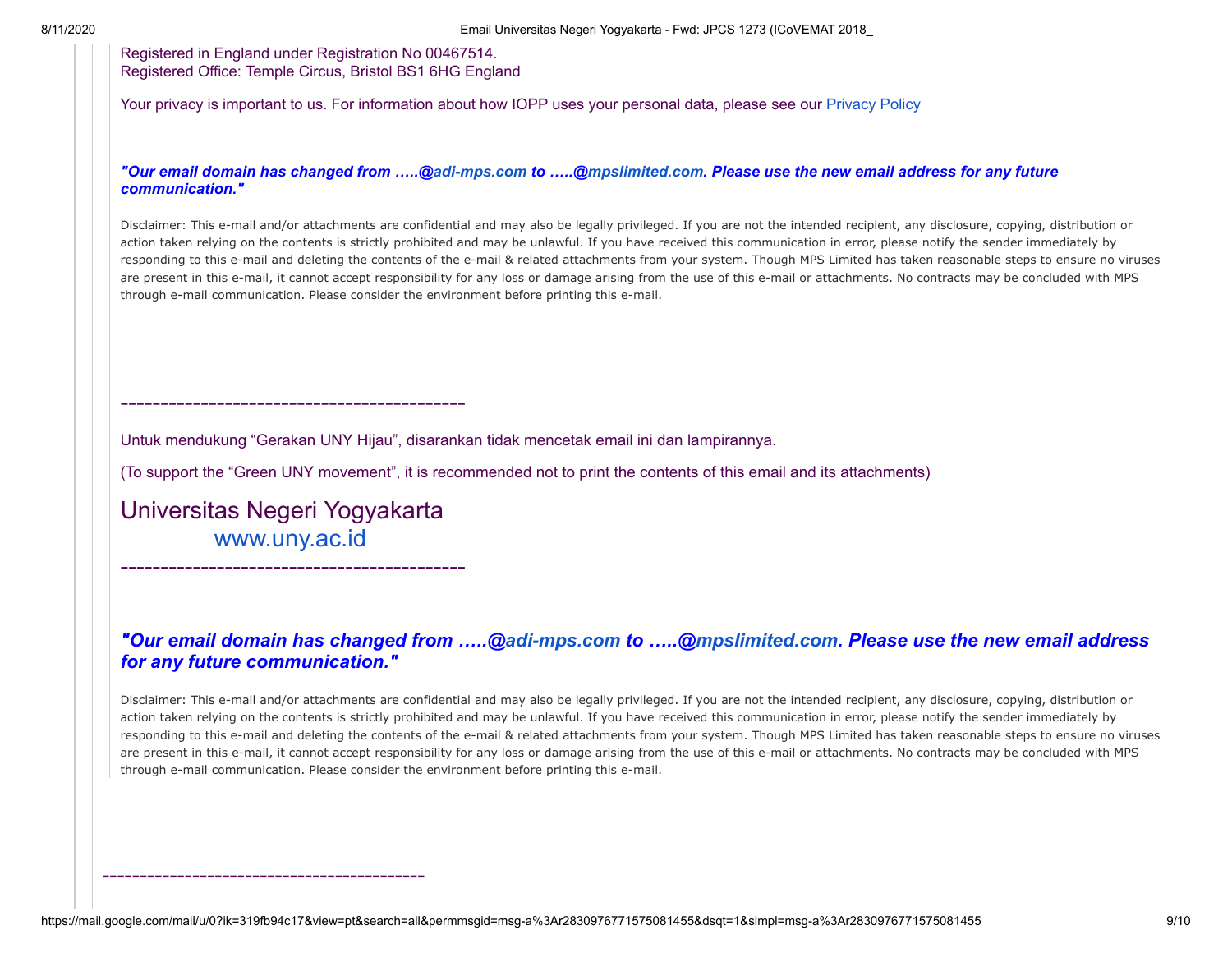Registered in England under Registration No 00467514.
Registered Office: Temple Circus, Bristol BS1 6HG England

Your privacy is important to us. For information about how IOPP uses your personal data, please see our Privacy Policy

***"Our email domain has changed from …..@adi-mps.com to …..@mpslimited.com. Please use the new email address for any future communication."***

Disclaimer: This e-mail and/or attachments are confidential and may also be legally privileged. If you are not the intended recipient, any disclosure, copying, distribution or action taken relying on the contents is strictly prohibited and may be unlawful. If you have received this communication in error, please notify the sender immediately by responding to this e-mail and deleting the contents of the e-mail & related attachments from your system. Though MPS Limited has taken reasonable steps to ensure no viruses are present in this e-mail, it cannot accept responsibility for any loss or damage arising from the use of this e-mail or attachments. No contracts may be concluded with MPS through e-mail communication. Please consider the environment before printing this e-mail.

------------------------------------------

Untuk mendukung “Gerakan UNY Hijau”, disarankan tidak mencetak email ini dan lampirannya.

(To support the “Green UNY movement”, it is recommended not to print the contents of this email and its attachments)

Universitas Negeri Yogyakarta
www.uny.ac.id

------------------------------------------

***"Our email domain has changed from …..@adi-mps.com to …..@mpslimited.com. Please use the new email address for any future communication."***

Disclaimer: This e-mail and/or attachments are confidential and may also be legally privileged. If you are not the intended recipient, any disclosure, copying, distribution or action taken relying on the contents is strictly prohibited and may be unlawful. If you have received this communication in error, please notify the sender immediately by responding to this e-mail and deleting the contents of the e-mail & related attachments from your system. Though MPS Limited has taken reasonable steps to ensure no viruses are present in this e-mail, it cannot accept responsibility for any loss or damage arising from the use of this e-mail or attachments. No contracts may be concluded with MPS through e-mail communication. Please consider the environment before printing this e-mail.

------------------------------------------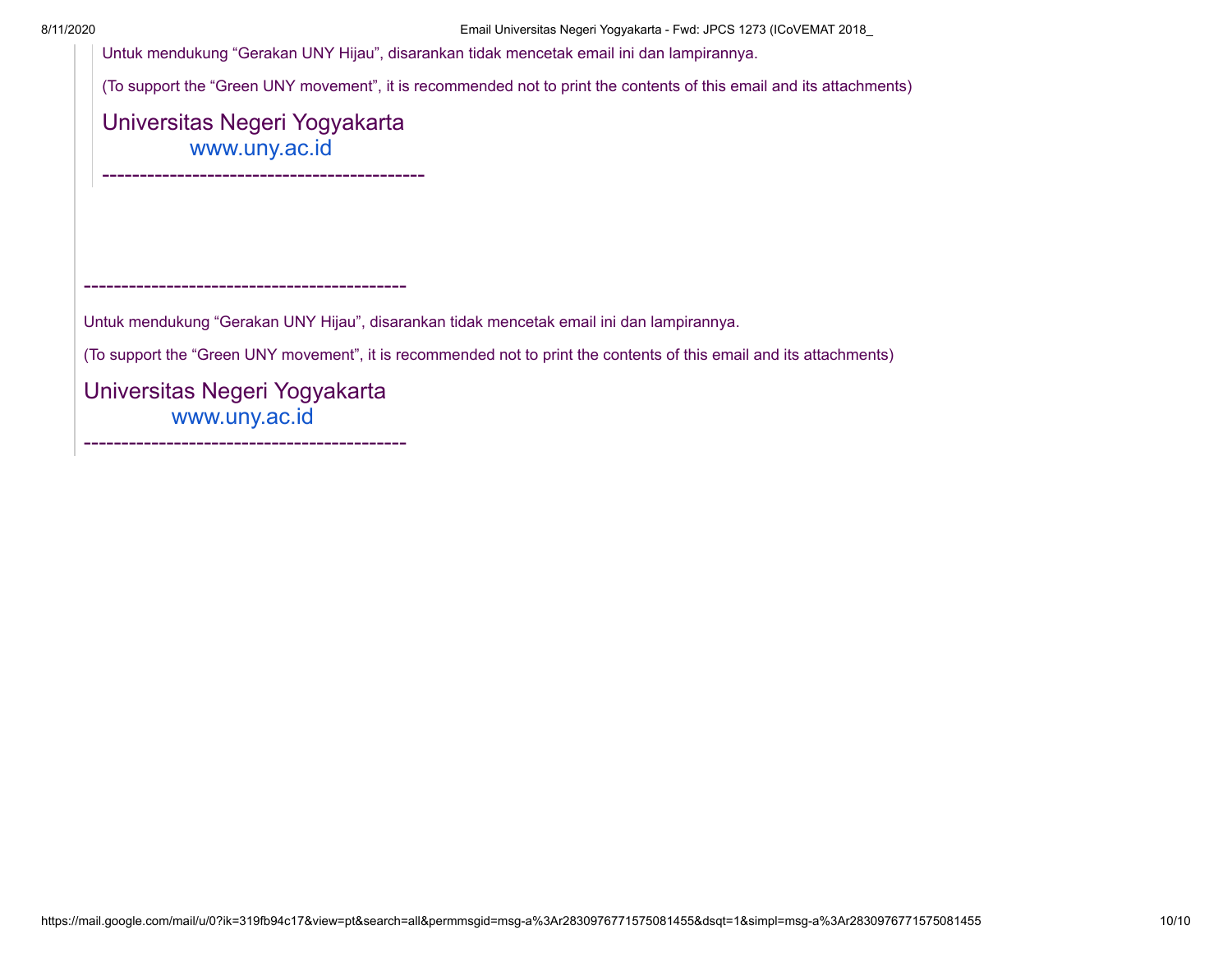Untuk mendukung “Gerakan UNY Hijau”, disarankan tidak mencetak email ini dan lampirannya.

(To support the “Green UNY movement”, it is recommended not to print the contents of this email and its attachments)

Universitas Negeri Yogyakarta
www.uny.ac.id

------------------------------------------

------------------------------------------

Untuk mendukung “Gerakan UNY Hijau”, disarankan tidak mencetak email ini dan lampirannya.

(To support the “Green UNY movement”, it is recommended not to print the contents of this email and its attachments)

Universitas Negeri Yogyakarta
www.uny.ac.id

------------------------------------------